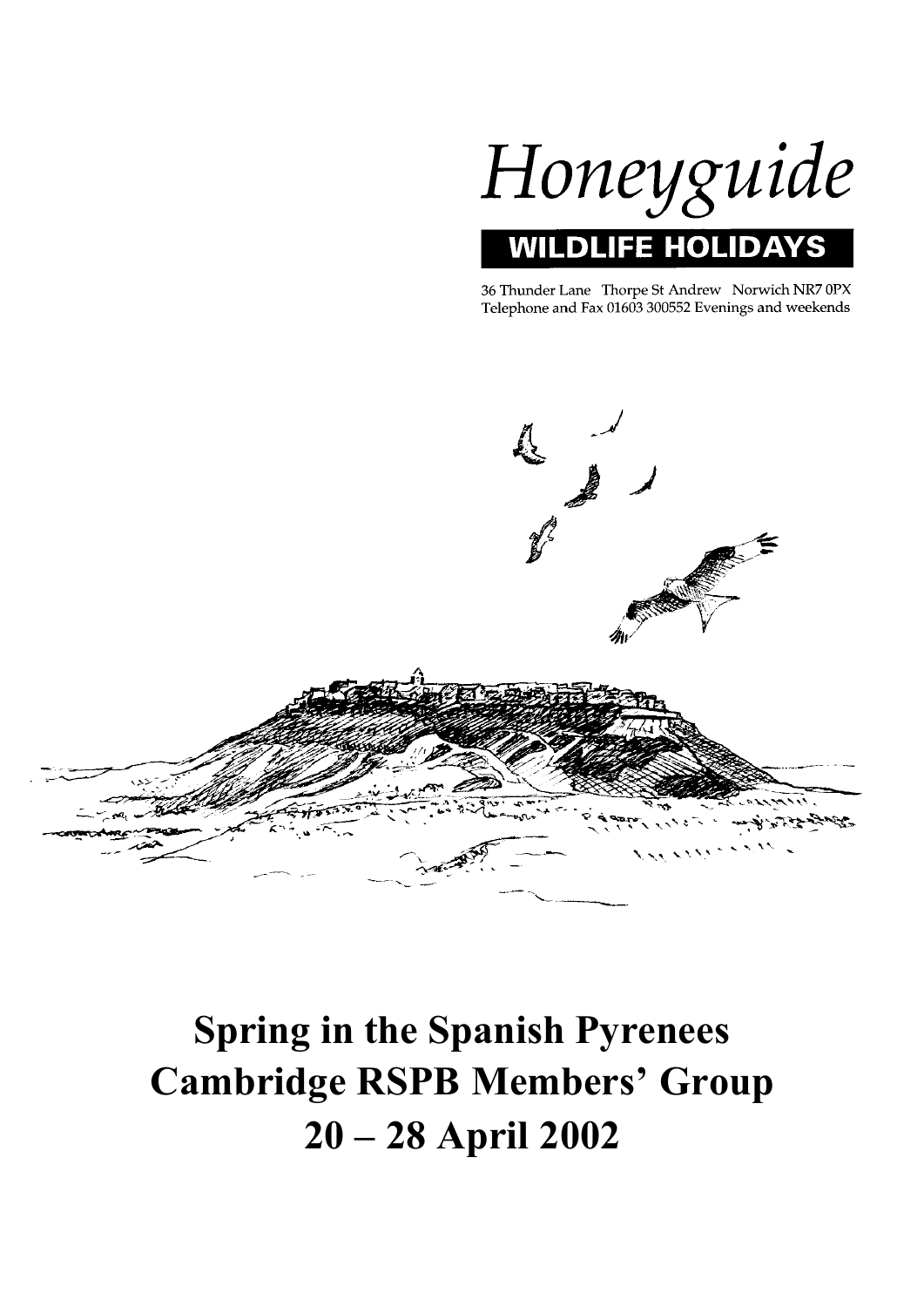# Honeyguide

**WILDLIFE HOLIDAYS**

36 Thunder Lane Thorpe St Andrew Norwich NR7 0PX
Telephone and Fax 01603 300552 Evenings and weekends

# Spring in the Spanish Pyrenees
# Cambridge RSPB Members' Group
# 20 – 28 April 2002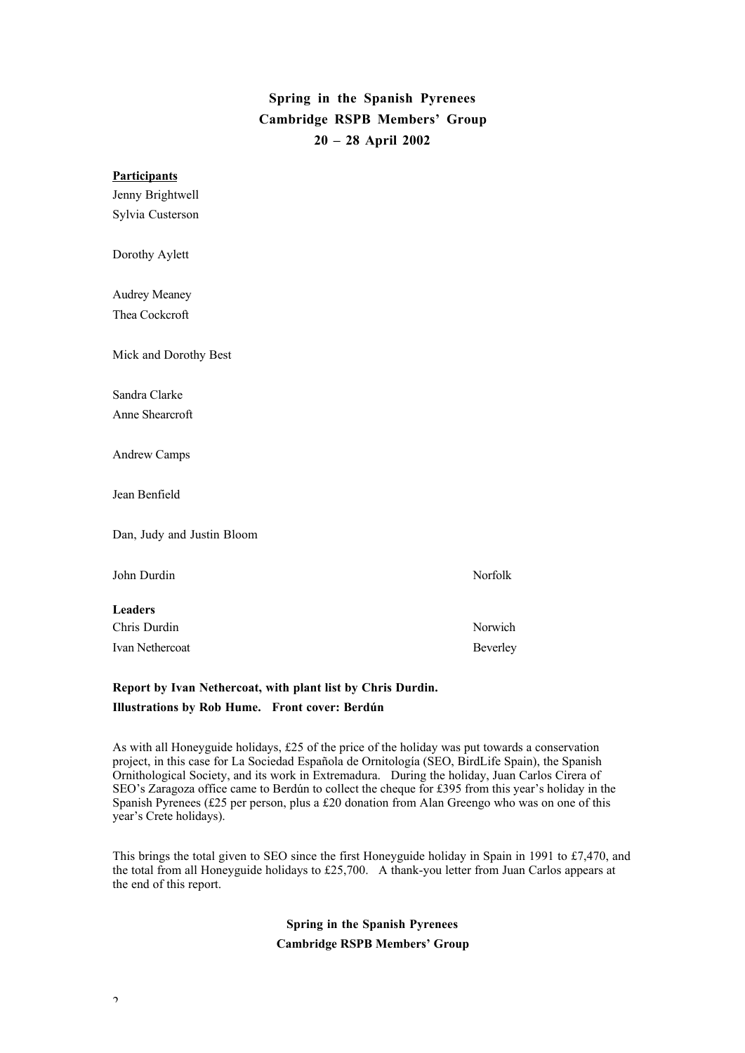# Spring in the Spanish Pyrenees
## Cambridge RSPB Members' Group
## 20 – 28 April 2002

**Participants**

Jenny Brightwell
Sylvia Custerson

Dorothy Aylett

Audrey Meaney
Thea Cockcroft

Mick and Dorothy Best

Sandra Clarke
Anne Shearcroft

Andrew Camps

Jean Benfield

Dan, Judy and Justin Bloom

John Durdin — Norfolk

**Leaders**

Chris Durdin — Norwich
Ivan Nethercoat — Beverley

**Report by Ivan Nethercoat, with plant list by Chris Durdin.**
**Illustrations by Rob Hume. Front cover: Berdún**

As with all Honeyguide holidays, £25 of the price of the holiday was put towards a conservation project, in this case for La Sociedad Española de Ornitología (SEO, BirdLife Spain), the Spanish Ornithological Society, and its work in Extremadura. During the holiday, Juan Carlos Cirera of SEO's Zaragoza office came to Berdún to collect the cheque for £395 from this year's holiday in the Spanish Pyrenees (£25 per person, plus a £20 donation from Alan Greengo who was on one of this year's Crete holidays).

This brings the total given to SEO since the first Honeyguide holiday in Spain in 1991 to £7,470, and the total from all Honeyguide holidays to £25,700. A thank-you letter from Juan Carlos appears at the end of this report.

**Spring in the Spanish Pyrenees**
**Cambridge RSPB Members' Group**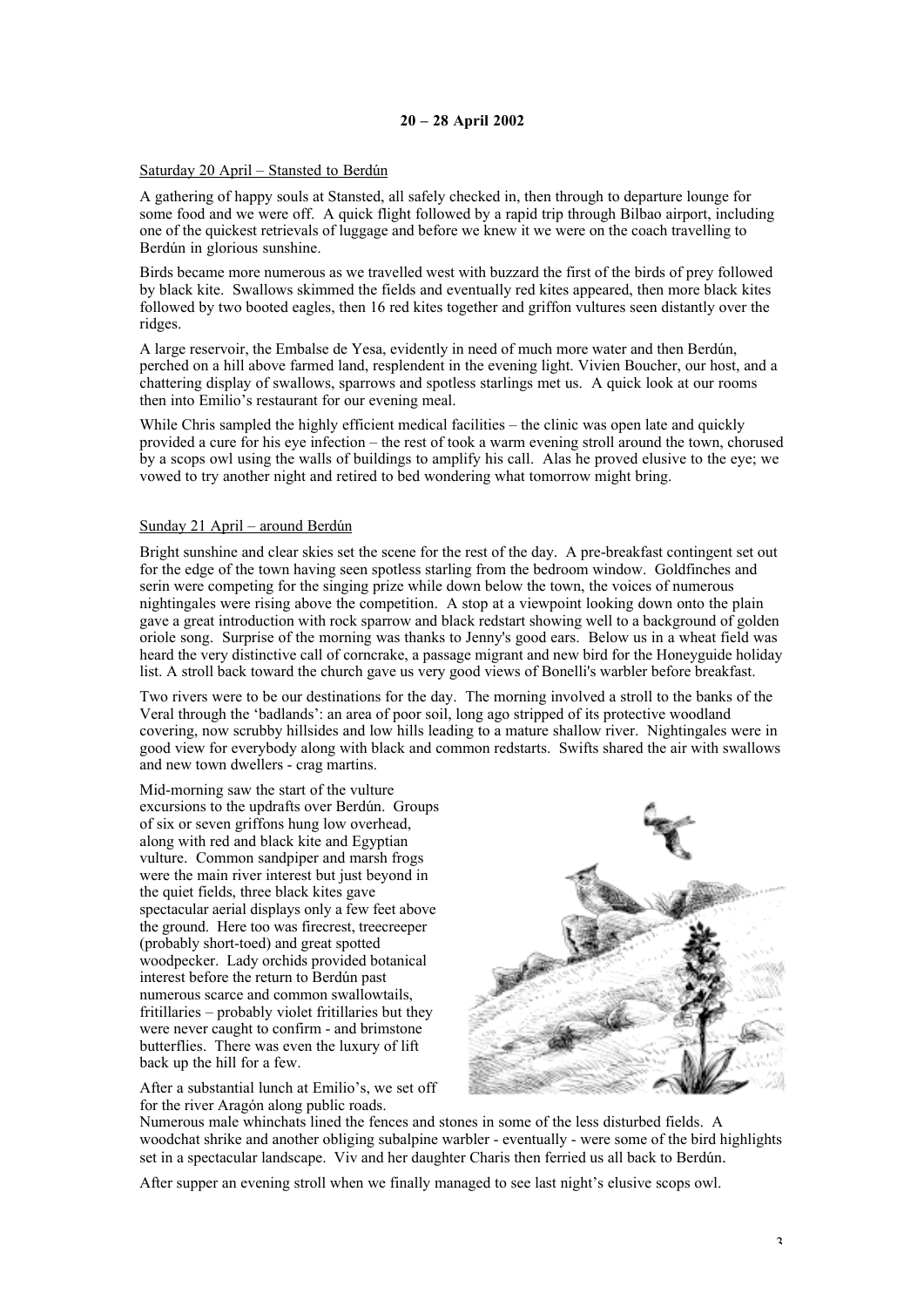**20 – 28 April 2002**

Saturday 20 April – Stansted to Berdún

A gathering of happy souls at Stansted, all safely checked in, then through to departure lounge for some food and we were off. A quick flight followed by a rapid trip through Bilbao airport, including one of the quickest retrievals of luggage and before we knew it we were on the coach travelling to Berdún in glorious sunshine.

Birds became more numerous as we travelled west with buzzard the first of the birds of prey followed by black kite. Swallows skimmed the fields and eventually red kites appeared, then more black kites followed by two booted eagles, then 16 red kites together and griffon vultures seen distantly over the ridges.

A large reservoir, the Embalse de Yesa, evidently in need of much more water and then Berdún, perched on a hill above farmed land, resplendent in the evening light. Vivien Boucher, our host, and a chattering display of swallows, sparrows and spotless starlings met us. A quick look at our rooms then into Emilio's restaurant for our evening meal.

While Chris sampled the highly efficient medical facilities – the clinic was open late and quickly provided a cure for his eye infection – the rest of took a warm evening stroll around the town, chorused by a scops owl using the walls of buildings to amplify his call. Alas he proved elusive to the eye; we vowed to try another night and retired to bed wondering what tomorrow might bring.

Sunday 21 April – around Berdún

Bright sunshine and clear skies set the scene for the rest of the day. A pre-breakfast contingent set out for the edge of the town having seen spotless starling from the bedroom window. Goldfinches and serin were competing for the singing prize while down below the town, the voices of numerous nightingales were rising above the competition. A stop at a viewpoint looking down onto the plain gave a great introduction with rock sparrow and black redstart showing well to a background of golden oriole song. Surprise of the morning was thanks to Jenny's good ears. Below us in a wheat field was heard the very distinctive call of corncrake, a passage migrant and new bird for the Honeyguide holiday list. A stroll back toward the church gave us very good views of Bonelli's warbler before breakfast.

Two rivers were to be our destinations for the day. The morning involved a stroll to the banks of the Veral through the 'badlands': an area of poor soil, long ago stripped of its protective woodland covering, now scrubby hillsides and low hills leading to a mature shallow river. Nightingales were in good view for everybody along with black and common redstarts. Swifts shared the air with swallows and new town dwellers - crag martins.

Mid-morning saw the start of the vulture excursions to the updrafts over Berdún. Groups of six or seven griffons hung low overhead, along with red and black kite and Egyptian vulture. Common sandpiper and marsh frogs were the main river interest but just beyond in the quiet fields, three black kites gave spectacular aerial displays only a few feet above the ground. Here too was firecrest, treecreeper (probably short-toed) and great spotted woodpecker. Lady orchids provided botanical interest before the return to Berdún past numerous scarce and common swallowtails, fritillaries – probably violet fritillaries but they were never caught to confirm - and brimstone butterflies. There was even the luxury of lift back up the hill for a few.

After a substantial lunch at Emilio's, we set off for the river Aragón along public roads. Numerous male whinchats lined the fences and stones in some of the less disturbed fields. A woodchat shrike and another obliging subalpine warbler - eventually - were some of the bird highlights set in a spectacular landscape. Viv and her daughter Charis then ferried us all back to Berdún.

After supper an evening stroll when we finally managed to see last night's elusive scops owl.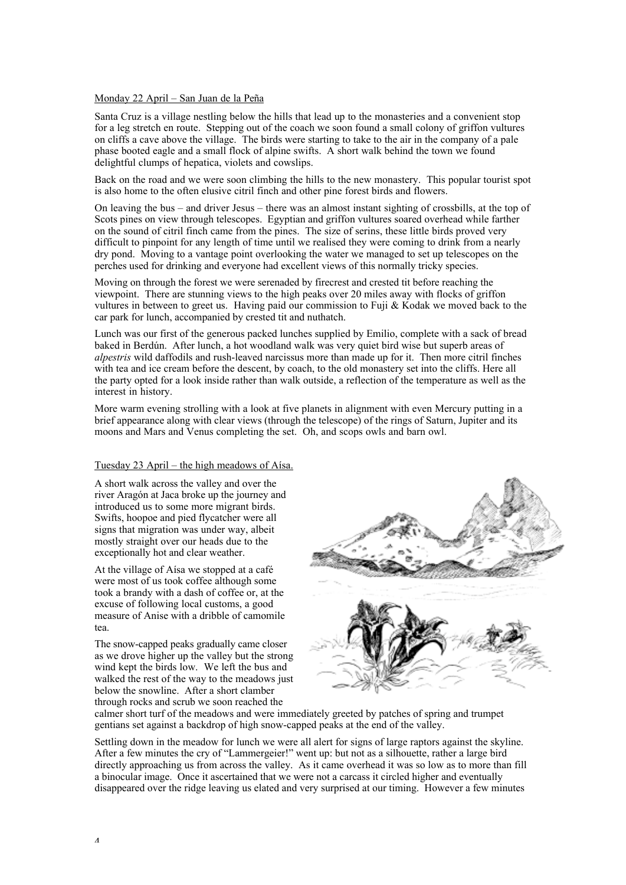Monday 22 April – San Juan de la Peña

Santa Cruz is a village nestling below the hills that lead up to the monasteries and a convenient stop for a leg stretch en route. Stepping out of the coach we soon found a small colony of griffon vultures on cliffs a cave above the village. The birds were starting to take to the air in the company of a pale phase booted eagle and a small flock of alpine swifts. A short walk behind the town we found delightful clumps of hepatica, violets and cowslips.

Back on the road and we were soon climbing the hills to the new monastery. This popular tourist spot is also home to the often elusive citril finch and other pine forest birds and flowers.

On leaving the bus – and driver Jesus – there was an almost instant sighting of crossbills, at the top of Scots pines on view through telescopes. Egyptian and griffon vultures soared overhead while farther on the sound of citril finch came from the pines. The size of serins, these little birds proved very difficult to pinpoint for any length of time until we realised they were coming to drink from a nearly dry pond. Moving to a vantage point overlooking the water we managed to set up telescopes on the perches used for drinking and everyone had excellent views of this normally tricky species.

Moving on through the forest we were serenaded by firecrest and crested tit before reaching the viewpoint. There are stunning views to the high peaks over 20 miles away with flocks of griffon vultures in between to greet us. Having paid our commission to Fuji & Kodak we moved back to the car park for lunch, accompanied by crested tit and nuthatch.

Lunch was our first of the generous packed lunches supplied by Emilio, complete with a sack of bread baked in Berdún. After lunch, a hot woodland walk was very quiet bird wise but superb areas of *alpestris* wild daffodils and rush-leaved narcissus more than made up for it. Then more citril finches with tea and ice cream before the descent, by coach, to the old monastery set into the cliffs. Here all the party opted for a look inside rather than walk outside, a reflection of the temperature as well as the interest in history.

More warm evening strolling with a look at five planets in alignment with even Mercury putting in a brief appearance along with clear views (through the telescope) of the rings of Saturn, Jupiter and its moons and Mars and Venus completing the set. Oh, and scops owls and barn owl.

Tuesday 23 April – the high meadows of Aísa.

A short walk across the valley and over the river Aragón at Jaca broke up the journey and introduced us to some more migrant birds. Swifts, hoopoe and pied flycatcher were all signs that migration was under way, albeit mostly straight over our heads due to the exceptionally hot and clear weather.

At the village of Aísa we stopped at a café were most of us took coffee although some took a brandy with a dash of coffee or, at the excuse of following local customs, a good measure of Anise with a dribble of camomile tea.

The snow-capped peaks gradually came closer as we drove higher up the valley but the strong wind kept the birds low. We left the bus and walked the rest of the way to the meadows just below the snowline. After a short clamber through rocks and scrub we soon reached the calmer short turf of the meadows and were immediately greeted by patches of spring and trumpet gentians set against a backdrop of high snow-capped peaks at the end of the valley.

Settling down in the meadow for lunch we were all alert for signs of large raptors against the skyline. After a few minutes the cry of "Lammergeier!" went up: but not as a silhouette, rather a large bird directly approaching us from across the valley. As it came overhead it was so low as to more than fill a binocular image. Once it ascertained that we were not a carcass it circled higher and eventually disappeared over the ridge leaving us elated and very surprised at our timing. However a few minutes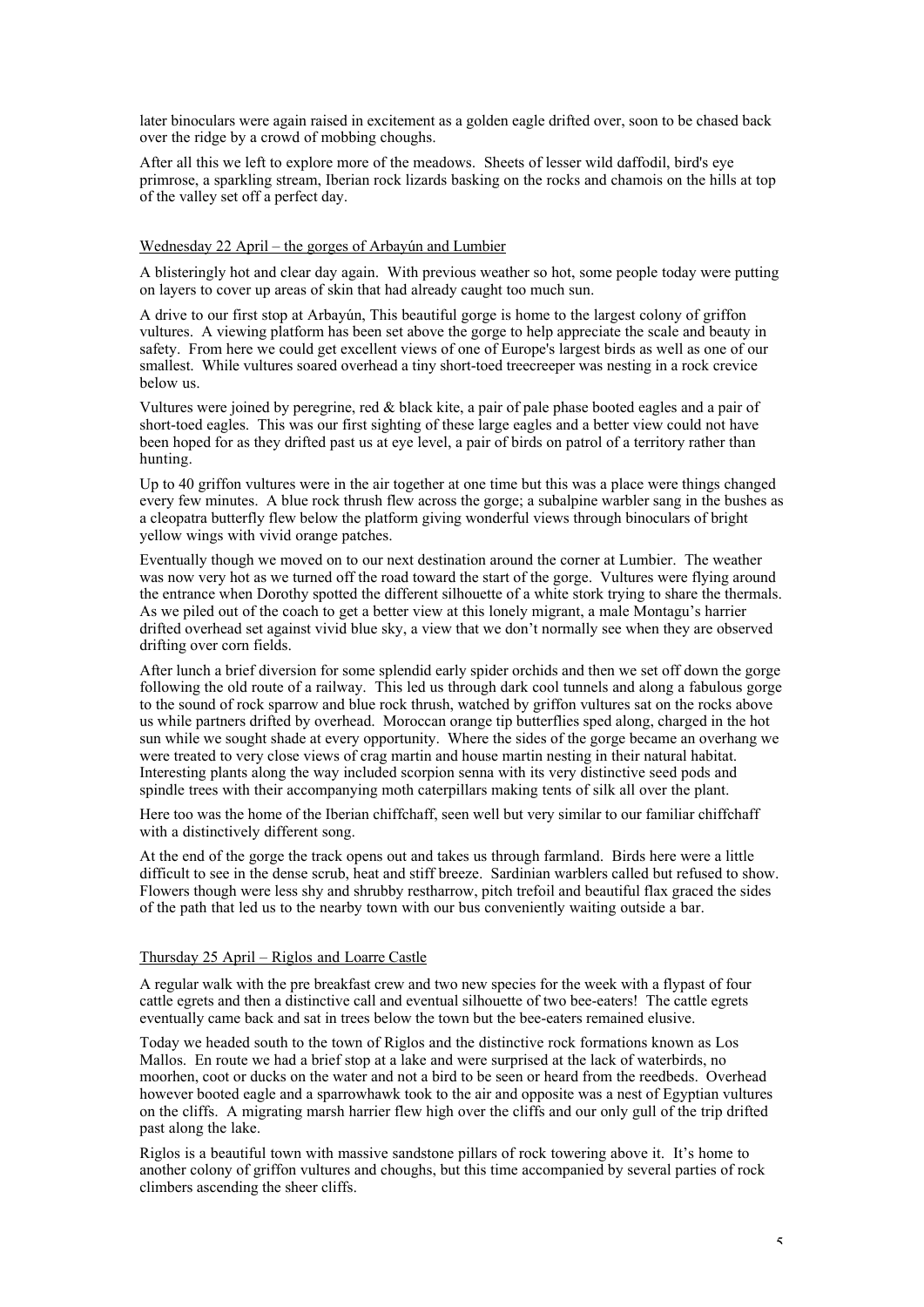later binoculars were again raised in excitement as a golden eagle drifted over, soon to be chased back over the ridge by a crowd of mobbing choughs.

After all this we left to explore more of the meadows. Sheets of lesser wild daffodil, bird's eye primrose, a sparkling stream, Iberian rock lizards basking on the rocks and chamois on the hills at top of the valley set off a perfect day.

## Wednesday 22 April – the gorges of Arbayún and Lumbier

A blisteringly hot and clear day again. With previous weather so hot, some people today were putting on layers to cover up areas of skin that had already caught too much sun.

A drive to our first stop at Arbayún, This beautiful gorge is home to the largest colony of griffon vultures. A viewing platform has been set above the gorge to help appreciate the scale and beauty in safety. From here we could get excellent views of one of Europe's largest birds as well as one of our smallest. While vultures soared overhead a tiny short-toed treecreeper was nesting in a rock crevice below us.

Vultures were joined by peregrine, red & black kite, a pair of pale phase booted eagles and a pair of short-toed eagles. This was our first sighting of these large eagles and a better view could not have been hoped for as they drifted past us at eye level, a pair of birds on patrol of a territory rather than hunting.

Up to 40 griffon vultures were in the air together at one time but this was a place were things changed every few minutes. A blue rock thrush flew across the gorge; a subalpine warbler sang in the bushes as a cleopatra butterfly flew below the platform giving wonderful views through binoculars of bright yellow wings with vivid orange patches.

Eventually though we moved on to our next destination around the corner at Lumbier. The weather was now very hot as we turned off the road toward the start of the gorge. Vultures were flying around the entrance when Dorothy spotted the different silhouette of a white stork trying to share the thermals. As we piled out of the coach to get a better view at this lonely migrant, a male Montagu's harrier drifted overhead set against vivid blue sky, a view that we don't normally see when they are observed drifting over corn fields.

After lunch a brief diversion for some splendid early spider orchids and then we set off down the gorge following the old route of a railway. This led us through dark cool tunnels and along a fabulous gorge to the sound of rock sparrow and blue rock thrush, watched by griffon vultures sat on the rocks above us while partners drifted by overhead. Moroccan orange tip butterflies sped along, charged in the hot sun while we sought shade at every opportunity. Where the sides of the gorge became an overhang we were treated to very close views of crag martin and house martin nesting in their natural habitat. Interesting plants along the way included scorpion senna with its very distinctive seed pods and spindle trees with their accompanying moth caterpillars making tents of silk all over the plant.

Here too was the home of the Iberian chiffchaff, seen well but very similar to our familiar chiffchaff with a distinctively different song.

At the end of the gorge the track opens out and takes us through farmland. Birds here were a little difficult to see in the dense scrub, heat and stiff breeze. Sardinian warblers called but refused to show. Flowers though were less shy and shrubby restharrow, pitch trefoil and beautiful flax graced the sides of the path that led us to the nearby town with our bus conveniently waiting outside a bar.

## Thursday 25 April – Riglos and Loarre Castle

A regular walk with the pre breakfast crew and two new species for the week with a flypast of four cattle egrets and then a distinctive call and eventual silhouette of two bee-eaters! The cattle egrets eventually came back and sat in trees below the town but the bee-eaters remained elusive.

Today we headed south to the town of Riglos and the distinctive rock formations known as Los Mallos. En route we had a brief stop at a lake and were surprised at the lack of waterbirds, no moorhen, coot or ducks on the water and not a bird to be seen or heard from the reedbeds. Overhead however booted eagle and a sparrowhawk took to the air and opposite was a nest of Egyptian vultures on the cliffs. A migrating marsh harrier flew high over the cliffs and our only gull of the trip drifted past along the lake.

Riglos is a beautiful town with massive sandstone pillars of rock towering above it. It's home to another colony of griffon vultures and choughs, but this time accompanied by several parties of rock climbers ascending the sheer cliffs.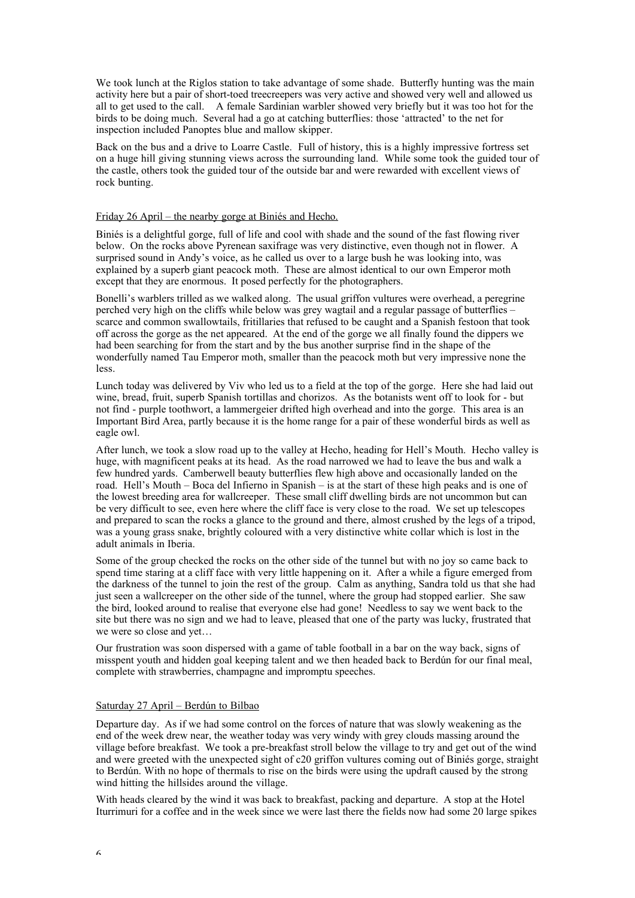We took lunch at the Riglos station to take advantage of some shade. Butterfly hunting was the main activity here but a pair of short-toed treecreepers was very active and showed very well and allowed us all to get used to the call. A female Sardinian warbler showed very briefly but it was too hot for the birds to be doing much. Several had a go at catching butterflies: those 'attracted' to the net for inspection included Panoptes blue and mallow skipper.

Back on the bus and a drive to Loarre Castle. Full of history, this is a highly impressive fortress set on a huge hill giving stunning views across the surrounding land. While some took the guided tour of the castle, others took the guided tour of the outside bar and were rewarded with excellent views of rock bunting.

Friday 26 April – the nearby gorge at Biniés and Hecho.

Biniés is a delightful gorge, full of life and cool with shade and the sound of the fast flowing river below. On the rocks above Pyrenean saxifrage was very distinctive, even though not in flower. A surprised sound in Andy's voice, as he called us over to a large bush he was looking into, was explained by a superb giant peacock moth. These are almost identical to our own Emperor moth except that they are enormous. It posed perfectly for the photographers.

Bonelli's warblers trilled as we walked along. The usual griffon vultures were overhead, a peregrine perched very high on the cliffs while below was grey wagtail and a regular passage of butterflies – scarce and common swallowtails, fritillaries that refused to be caught and a Spanish festoon that took off across the gorge as the net appeared. At the end of the gorge we all finally found the dippers we had been searching for from the start and by the bus another surprise find in the shape of the wonderfully named Tau Emperor moth, smaller than the peacock moth but very impressive none the less.

Lunch today was delivered by Viv who led us to a field at the top of the gorge. Here she had laid out wine, bread, fruit, superb Spanish tortillas and chorizos. As the botanists went off to look for - but not find - purple toothwort, a lammergeier drifted high overhead and into the gorge. This area is an Important Bird Area, partly because it is the home range for a pair of these wonderful birds as well as eagle owl.

After lunch, we took a slow road up to the valley at Hecho, heading for Hell's Mouth. Hecho valley is huge, with magnificent peaks at its head. As the road narrowed we had to leave the bus and walk a few hundred yards. Camberwell beauty butterflies flew high above and occasionally landed on the road. Hell's Mouth – Boca del Infierno in Spanish – is at the start of these high peaks and is one of the lowest breeding area for wallcreeper. These small cliff dwelling birds are not uncommon but can be very difficult to see, even here where the cliff face is very close to the road. We set up telescopes and prepared to scan the rocks a glance to the ground and there, almost crushed by the legs of a tripod, was a young grass snake, brightly coloured with a very distinctive white collar which is lost in the adult animals in Iberia.

Some of the group checked the rocks on the other side of the tunnel but with no joy so came back to spend time staring at a cliff face with very little happening on it. After a while a figure emerged from the darkness of the tunnel to join the rest of the group. Calm as anything, Sandra told us that she had just seen a wallcreeper on the other side of the tunnel, where the group had stopped earlier. She saw the bird, looked around to realise that everyone else had gone! Needless to say we went back to the site but there was no sign and we had to leave, pleased that one of the party was lucky, frustrated that we were so close and yet…

Our frustration was soon dispersed with a game of table football in a bar on the way back, signs of misspent youth and hidden goal keeping talent and we then headed back to Berdún for our final meal, complete with strawberries, champagne and impromptu speeches.

Saturday 27 April – Berdún to Bilbao

Departure day. As if we had some control on the forces of nature that was slowly weakening as the end of the week drew near, the weather today was very windy with grey clouds massing around the village before breakfast. We took a pre-breakfast stroll below the village to try and get out of the wind and were greeted with the unexpected sight of c20 griffon vultures coming out of Biniés gorge, straight to Berdún. With no hope of thermals to rise on the birds were using the updraft caused by the strong wind hitting the hillsides around the village.

With heads cleared by the wind it was back to breakfast, packing and departure. A stop at the Hotel Iturrimuri for a coffee and in the week since we were last there the fields now had some 20 large spikes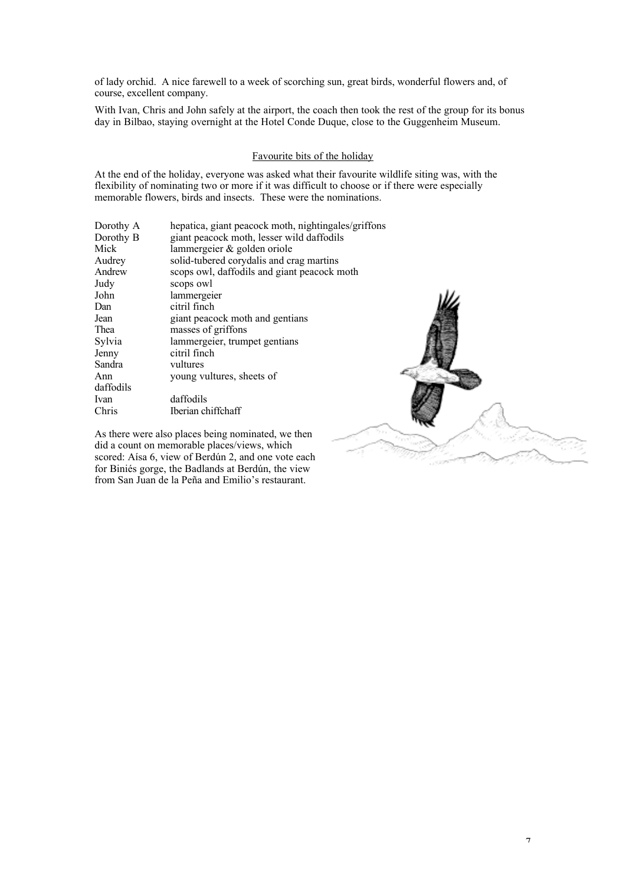of lady orchid. A nice farewell to a week of scorching sun, great birds, wonderful flowers and, of course, excellent company.

With Ivan, Chris and John safely at the airport, the coach then took the rest of the group for its bonus day in Bilbao, staying overnight at the Hotel Conde Duque, close to the Guggenheim Museum.

## Favourite bits of the holiday

At the end of the holiday, everyone was asked what their favourite wildlife siting was, with the flexibility of nominating two or more if it was difficult to choose or if there were especially memorable flowers, birds and insects. These were the nominations.

| | |
|---|---|
| Dorothy A | hepatica, giant peacock moth, nightingales/griffons |
| Dorothy B | giant peacock moth, lesser wild daffodils |
| Mick | lammergeier & golden oriole |
| Audrey | solid-tubered corydalis and crag martins |
| Andrew | scops owl, daffodils and giant peacock moth |
| Judy | scops owl |
| John | lammergeier |
| Dan | citril finch |
| Jean | giant peacock moth and gentians |
| Thea | masses of griffons |
| Sylvia | lammergeier, trumpet gentians |
| Jenny | citril finch |
| Sandra | vultures |
| Ann | young vultures, sheets of daffodils |
| Ivan | daffodils |
| Chris | Iberian chiffchaff |

As there were also places being nominated, we then did a count on memorable places/views, which scored: Aísa 6, view of Berdún 2, and one vote each for Biniés gorge, the Badlands at Berdún, the view from San Juan de la Peña and Emilio's restaurant.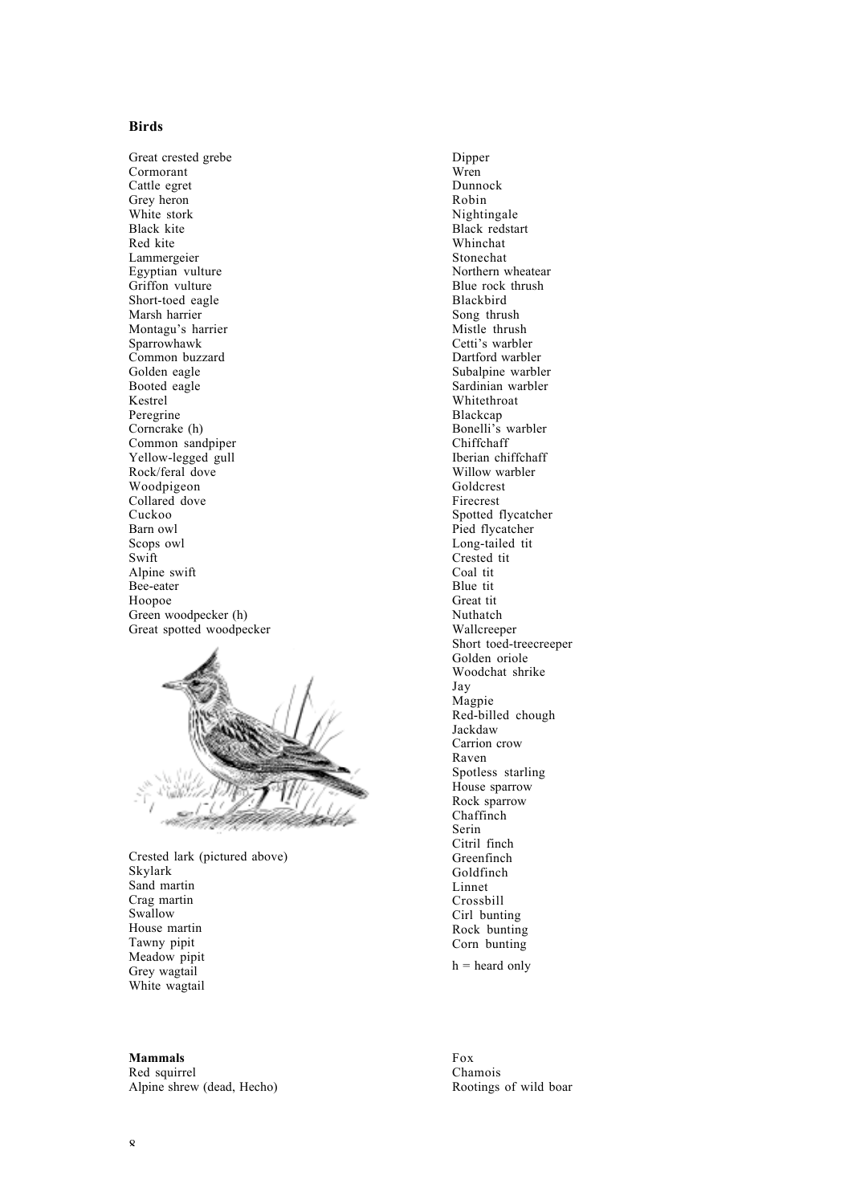## Birds

Great crested grebe
Cormorant
Cattle egret
Grey heron
White stork
Black kite
Red kite
Lammergeier
Egyptian vulture
Griffon vulture
Short-toed eagle
Marsh harrier
Montagu's harrier
Sparrowhawk
Common buzzard
Golden eagle
Booted eagle
Kestrel
Peregrine
Corncrake (h)
Common sandpiper
Yellow-legged gull
Rock/feral dove
Woodpigeon
Collared dove
Cuckoo
Barn owl
Scops owl
Swift
Alpine swift
Bee-eater
Hoopoe
Green woodpecker (h)
Great spotted woodpecker

Crested lark (pictured above)
Skylark
Sand martin
Crag martin
Swallow
House martin
Tawny pipit
Meadow pipit
Grey wagtail
White wagtail
Dipper
Wren
Dunnock
Robin
Nightingale
Black redstart
Whinchat
Stonechat
Northern wheatear
Blue rock thrush
Blackbird
Song thrush
Mistle thrush
Cetti's warbler
Dartford warbler
Subalpine warbler
Sardinian warbler
Whitethroat
Blackcap
Bonelli's warbler
Chiffchaff
Iberian chiffchaff
Willow warbler
Goldcrest
Firecrest
Spotted flycatcher
Pied flycatcher
Long-tailed tit
Crested tit
Coal tit
Blue tit
Great tit
Nuthatch
Wallcreeper
Short toed-treecreeper
Golden oriole
Woodchat shrike
Jay
Magpie
Red-billed chough
Jackdaw
Carrion crow
Raven
Spotless starling
House sparrow
Rock sparrow
Chaffinch
Serin
Citril finch
Greenfinch
Goldfinch
Linnet
Crossbill
Cirl bunting
Rock bunting
Corn bunting

h = heard only

## Mammals

Red squirrel
Alpine shrew (dead, Hecho)
Fox
Chamois
Rootings of wild boar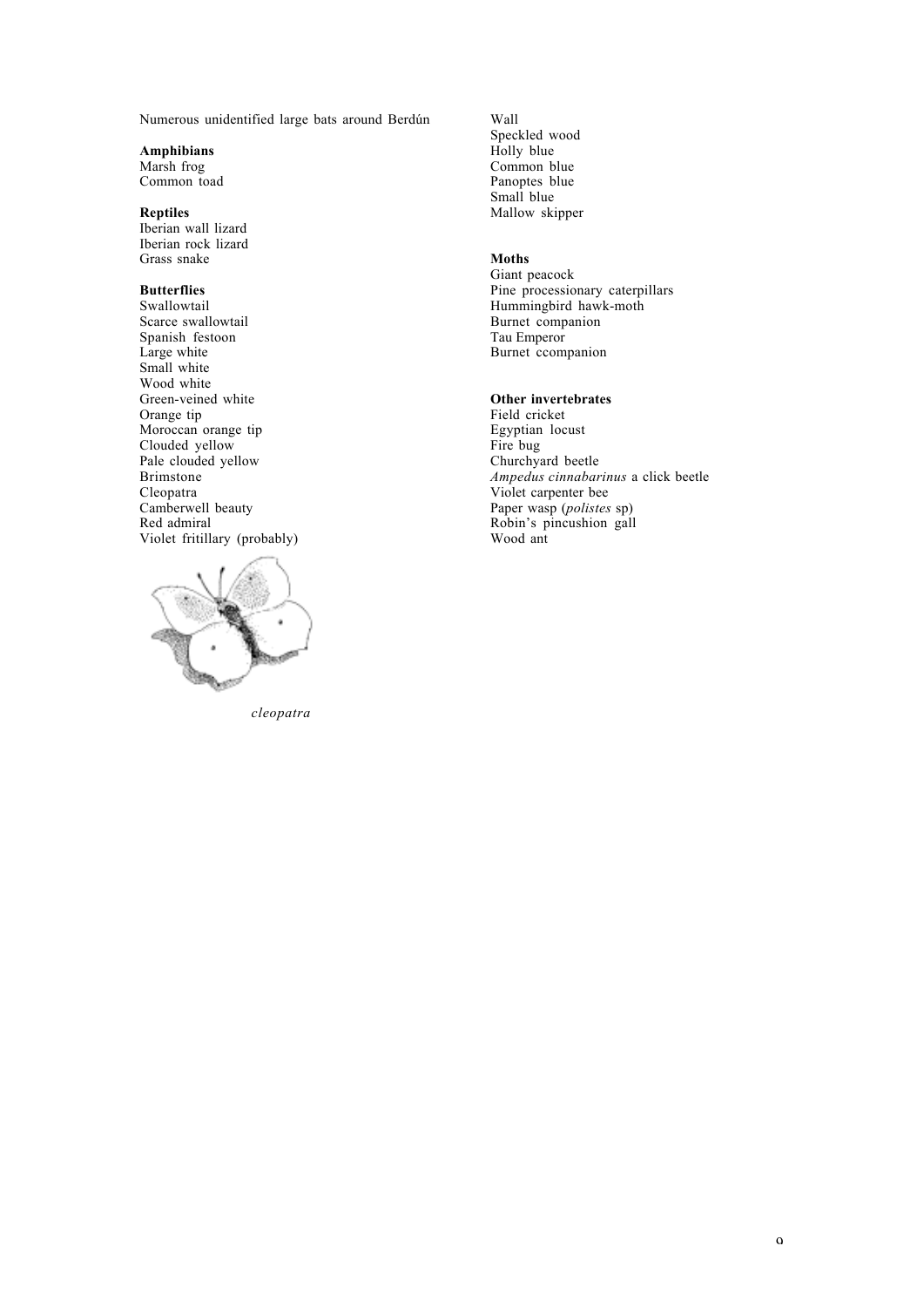Numerous unidentified large bats around Berdún

**Amphibians**
Marsh frog
Common toad

**Reptiles**
Iberian wall lizard
Iberian rock lizard
Grass snake

**Butterflies**
Swallowtail
Scarce swallowtail
Spanish festoon
Large white
Small white
Wood white
Green-veined white
Orange tip
Moroccan orange tip
Clouded yellow
Pale clouded yellow
Brimstone
Cleopatra
Camberwell beauty
Red admiral
Violet fritillary (probably)

*cleopatra*

Wall
Speckled wood
Holly blue
Common blue
Panoptes blue
Small blue
Mallow skipper

**Moths**
Giant peacock
Pine processionary caterpillars
Hummingbird hawk-moth
Burnet companion
Tau Emperor
Burnet ccompanion

**Other invertebrates**
Field cricket
Egyptian locust
Fire bug
Churchyard beetle
*Ampedus cinnabarinus* a click beetle
Violet carpenter bee
Paper wasp (*polistes* sp)
Robin's pincushion gall
Wood ant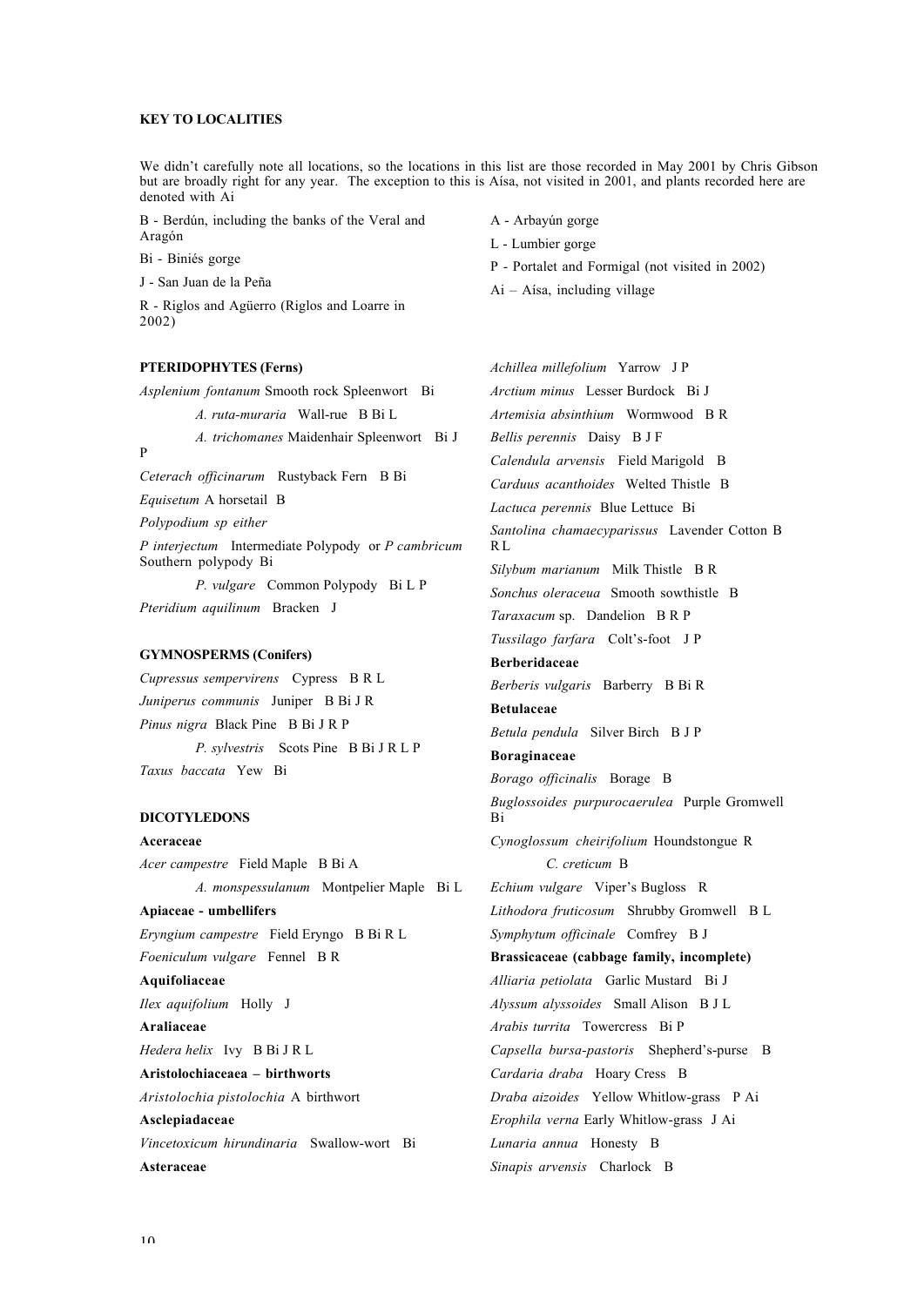**KEY TO LOCALITIES**

We didn't carefully note all locations, so the locations in this list are those recorded in May 2001 by Chris Gibson but are broadly right for any year. The exception to this is Aísa, not visited in 2001, and plants recorded here are denoted with Ai

B - Berdún, including the banks of the Veral and Aragón

Bi - Biniés gorge

J - San Juan de la Peña

R - Riglos and Agüerro (Riglos and Loarre in 2002)

A - Arbayún gorge

L - Lumbier gorge

P - Portalet and Formigal (not visited in 2002)

Ai – Aísa, including village

**PTERIDOPHYTES (Ferns)**

*Asplenium fontanum* Smooth rock Spleenwort Bi

*A. ruta-muraria* Wall-rue B Bi L

*A. trichomanes* Maidenhair Spleenwort Bi J P

*Ceterach officinarum* Rustyback Fern B Bi

*Equisetum* A horsetail B

*Polypodium sp either*

*P interjectum* Intermediate Polypody or *P cambricum* Southern polypody Bi

*P. vulgare* Common Polypody Bi L P

*Pteridium aquilinum* Bracken J

**GYMNOSPERMS (Conifers)**

*Cupressus sempervirens* Cypress B R L

*Juniperus communis* Juniper B Bi J R

*Pinus nigra* Black Pine B Bi J R P

*P. sylvestris* Scots Pine B Bi J R L P

*Taxus baccata* Yew Bi

**DICOTYLEDONS**

**Aceraceae**

*Acer campestre* Field Maple B Bi A

*A. monspessulanum* Montpelier Maple Bi L

**Apiaceae - umbellifers**

*Eryngium campestre* Field Eryngo B Bi R L

*Foeniculum vulgare* Fennel B R

**Aquifoliaceae**

*Ilex aquifolium* Holly J

**Araliaceae**

*Hedera helix* Ivy B Bi J R L

**Aristolochiaceaea – birthworts**

*Aristolochia pistolochia* A birthwort

**Asclepiadaceae**

*Vincetoxicum hirundinaria* Swallow-wort Bi

**Asteraceae**

*Achillea millefolium* Yarrow J P

*Arctium minus* Lesser Burdock Bi J

*Artemisia absinthium* Wormwood B R

*Bellis perennis* Daisy B J F

*Calendula arvensis* Field Marigold B

*Carduus acanthoides* Welted Thistle B

*Lactuca perennis* Blue Lettuce Bi

*Santolina chamaecyparissus* Lavender Cotton B R L

*Silybum marianum* Milk Thistle B R

*Sonchus oleraceua* Smooth sowthistle B

*Taraxacum* sp. Dandelion B R P

*Tussilago farfara* Colt's-foot J P

**Berberidaceae**

*Berberis vulgaris* Barberry B Bi R

**Betulaceae**

*Betula pendula* Silver Birch B J P

**Boraginaceae**

*Borago officinalis* Borage B

*Buglossoides purpurocaerulea* Purple Gromwell Bi

*Cynoglossum cheirifolium* Houndstongue R

*C. creticum* B

*Echium vulgare* Viper's Bugloss R

*Lithodora fruticosum* Shrubby Gromwell B L

*Symphytum officinale* Comfrey B J

**Brassicaceae (cabbage family, incomplete)**

*Alliaria petiolata* Garlic Mustard Bi J

*Alyssum alyssoides* Small Alison B J L

*Arabis turrita* Towercress Bi P

*Capsella bursa-pastoris* Shepherd's-purse B

*Cardaria draba* Hoary Cress B

*Draba aizoides* Yellow Whitlow-grass P Ai

*Erophila verna* Early Whitlow-grass J Ai

*Lunaria annua* Honesty B

*Sinapis arvensis* Charlock B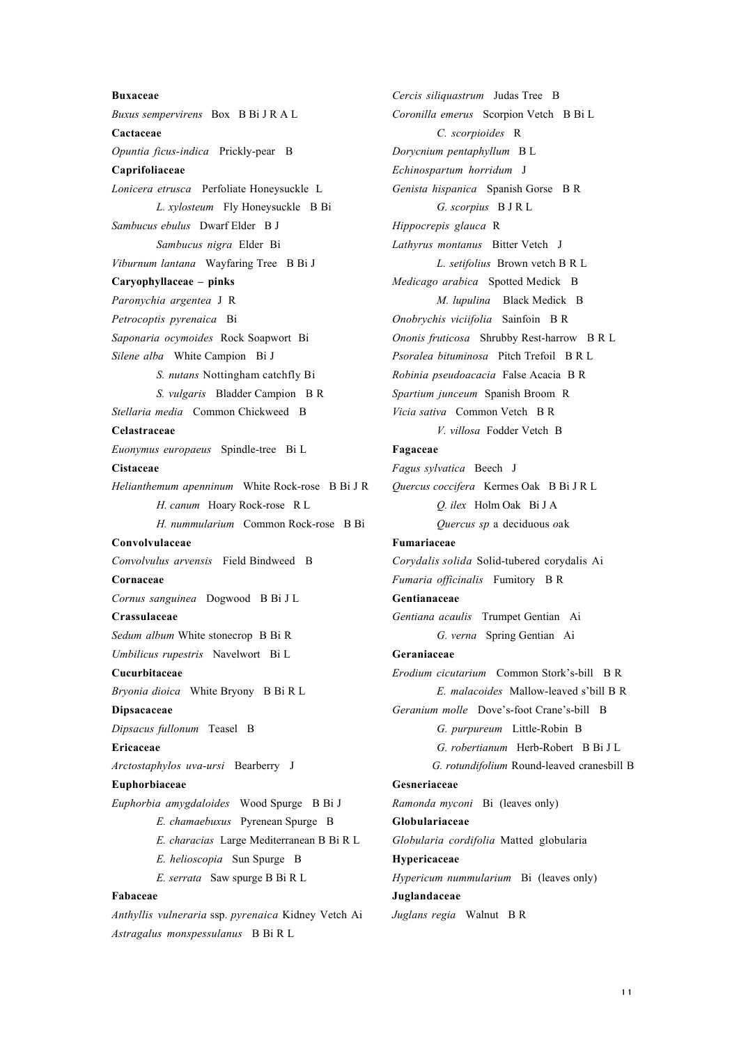**Buxaceae**

*Buxus sempervirens* Box B Bi J R A L

**Cactaceae**

*Opuntia ficus-indica* Prickly-pear B

**Caprifoliaceae**

*Lonicera etrusca* Perfoliate Honeysuckle L

*L. xylosteum* Fly Honeysuckle B Bi

*Sambucus ebulus* Dwarf Elder B J

*Sambucus nigra* Elder Bi

*Viburnum lantana* Wayfaring Tree B Bi J

**Caryophyllaceae – pinks**

*Paronychia argentea* J R

*Petrocoptis pyrenaica* Bi

*Saponaria ocymoides* Rock Soapwort Bi

*Silene alba* White Campion Bi J

*S. nutans* Nottingham catchfly Bi

*S. vulgaris* Bladder Campion B R

*Stellaria media* Common Chickweed B

**Celastraceae**

*Euonymus europaeus* Spindle-tree Bi L

**Cistaceae**

*Helianthemum apenninum* White Rock-rose B Bi J R

*H. canum* Hoary Rock-rose R L

*H. nummularium* Common Rock-rose B Bi

**Convolvulaceae**

*Convolvulus arvensis* Field Bindweed B

**Cornaceae**

*Cornus sanguinea* Dogwood B Bi J L

**Crassulaceae**

*Sedum album* White stonecrop B Bi R

*Umbilicus rupestris* Navelwort Bi L

**Cucurbitaceae**

*Bryonia dioica* White Bryony B Bi R L

**Dipsacaceae**

*Dipsacus fullonum* Teasel B

**Ericaceae**

*Arctostaphylos uva-ursi* Bearberry J

**Euphorbiaceae**

*Euphorbia amygdaloides* Wood Spurge B Bi J

*E. chamaebuxus* Pyrenean Spurge B

*E. characias* Large Mediterranean B Bi R L

*E. helioscopia* Sun Spurge B

*E. serrata* Saw spurge B Bi R L

**Fabaceae**

*Anthyllis vulneraria* ssp. *pyrenaica* Kidney Vetch Ai

*Astragalus monspessulanus* B Bi R L

*Cercis siliquastrum* Judas Tree B

*Coronilla emerus* Scorpion Vetch B Bi L

*C. scorpioides* R

*Dorycnium pentaphyllum* B L

*Echinospartum horridum* J

*Genista hispanica* Spanish Gorse B R

*G. scorpius* B J R L

*Hippocrepis glauca* R

*Lathyrus montanus* Bitter Vetch J

*L. setifolius* Brown vetch B R L

*Medicago arabica* Spotted Medick B

*M. lupulina* Black Medick B

*Onobrychis viciifolia* Sainfoin B R

*Ononis fruticosa* Shrubby Rest-harrow B R L

*Psoralea bituminosa* Pitch Trefoil B R L

*Robinia pseudoacacia* False Acacia B R

*Spartium junceum* Spanish Broom R

*Vicia sativa* Common Vetch B R

*V. villosa* Fodder Vetch B

**Fagaceae**

*Fagus sylvatica* Beech J

*Quercus coccifera* Kermes Oak B Bi J R L

*Q. ilex* Holm Oak Bi J A

*Quercus sp* a deciduous oak

**Fumariaceae**

*Corydalis solida* Solid-tubered corydalis Ai

*Fumaria officinalis* Fumitory B R

**Gentianaceae**

*Gentiana acaulis* Trumpet Gentian Ai

*G. verna* Spring Gentian Ai

**Geraniaceae**

*Erodium cicutarium* Common Stork's-bill B R

*E. malacoides* Mallow-leaved s'bill B R

*Geranium molle* Dove's-foot Crane's-bill B

*G. purpureum* Little-Robin B

*G. robertianum* Herb-Robert B Bi J L

*G. rotundifolium* Round-leaved cranesbill B

**Gesneriaceae**

*Ramonda myconi* Bi (leaves only)

**Globulariaceae**

*Globularia cordifolia* Matted globularia

**Hypericaceae**

*Hypericum nummularium* Bi (leaves only)

**Juglandaceae**

*Juglans regia* Walnut B R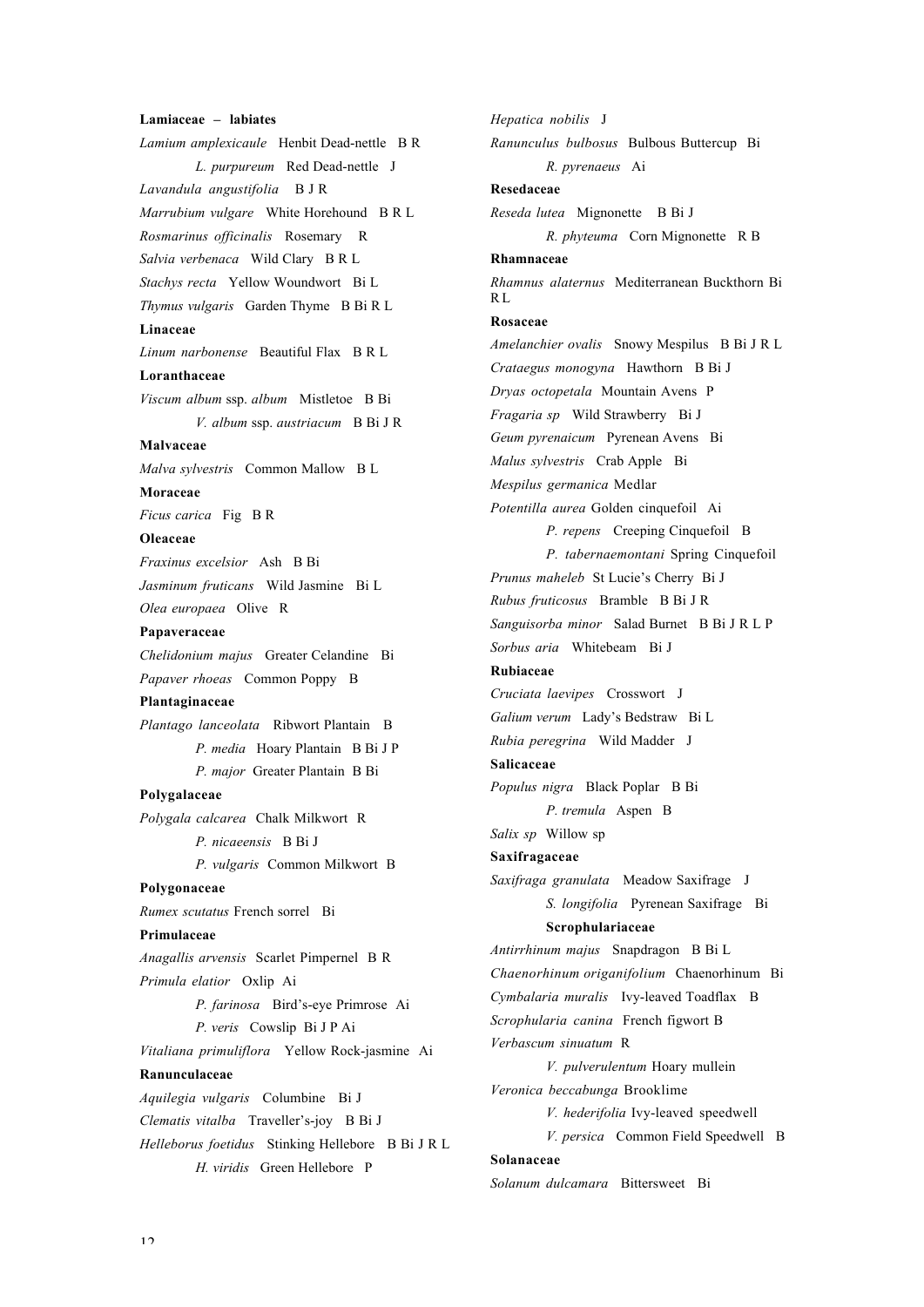**Lamiaceae – labiates**

*Lamium amplexicaule* Henbit Dead-nettle B R

*L. purpureum* Red Dead-nettle J

*Lavandula angustifolia* B J R

*Marrubium vulgare* White Horehound B R L

*Rosmarinus officinalis* Rosemary R

*Salvia verbenaca* Wild Clary B R L

*Stachys recta* Yellow Woundwort Bi L

*Thymus vulgaris* Garden Thyme B Bi R L

**Linaceae**

*Linum narbonense* Beautiful Flax B R L

**Loranthaceae**

*Viscum album* ssp. *album* Mistletoe B Bi

*V. album* ssp. *austriacum* B Bi J R

**Malvaceae**

*Malva sylvestris* Common Mallow B L

**Moraceae**

*Ficus carica* Fig B R

**Oleaceae**

*Fraxinus excelsior* Ash B Bi

*Jasminum fruticans* Wild Jasmine Bi L

*Olea europaea* Olive R

**Papaveraceae**

*Chelidonium majus* Greater Celandine Bi

*Papaver rhoeas* Common Poppy B

**Plantaginaceae**

*Plantago lanceolata* Ribwort Plantain B

*P. media* Hoary Plantain B Bi J P

*P. major* Greater Plantain B Bi

**Polygalaceae**

*Polygala calcarea* Chalk Milkwort R

*P. nicaeensis* B Bi J

*P. vulgaris* Common Milkwort B

**Polygonaceae**

*Rumex scutatus* French sorrel Bi

**Primulaceae**

*Anagallis arvensis* Scarlet Pimpernel B R

*Primula elatior* Oxlip Ai

*P. farinosa* Bird's-eye Primrose Ai

*P. veris* Cowslip Bi J P Ai

*Vitaliana primuliflora* Yellow Rock-jasmine Ai

**Ranunculaceae**

*Aquilegia vulgaris* Columbine Bi J

*Clematis vitalba* Traveller's-joy B Bi J

*Helleborus foetidus* Stinking Hellebore B Bi J R L

*H. viridis* Green Hellebore P

*Hepatica nobilis* J

*Ranunculus bulbosus* Bulbous Buttercup Bi

*R. pyrenaeus* Ai

**Resedaceae**

*Reseda lutea* Mignonette B Bi J

*R. phyteuma* Corn Mignonette R B

**Rhamnaceae**

*Rhamnus alaternus* Mediterranean Buckthorn Bi R L

**Rosaceae**

*Amelanchier ovalis* Snowy Mespilus B Bi J R L

*Crataegus monogyna* Hawthorn B Bi J

*Dryas octopetala* Mountain Avens P

*Fragaria sp* Wild Strawberry Bi J

*Geum pyrenaicum* Pyrenean Avens Bi

*Malus sylvestris* Crab Apple Bi

*Mespilus germanica* Medlar

*Potentilla aurea* Golden cinquefoil Ai

*P. repens* Creeping Cinquefoil B

*P. tabernaemontani* Spring Cinquefoil

*Prunus maheleb* St Lucie's Cherry Bi J

*Rubus fruticosus* Bramble B Bi J R

*Sanguisorba minor* Salad Burnet B Bi J R L P

*Sorbus aria* Whitebeam Bi J

**Rubiaceae**

*Cruciata laevipes* Crosswort J

*Galium verum* Lady's Bedstraw Bi L

*Rubia peregrina* Wild Madder J

**Salicaceae**

*Populus nigra* Black Poplar B Bi

*P. tremula* Aspen B

*Salix sp* Willow sp

**Saxifragaceae**

*Saxifraga granulata* Meadow Saxifrage J

*S. longifolia* Pyrenean Saxifrage Bi

**Scrophulariaceae**

*Antirrhinum majus* Snapdragon B Bi L

*Chaenorhinum origanifolium* Chaenorhinum Bi

*Cymbalaria muralis* Ivy-leaved Toadflax B

*Scrophularia canina* French figwort B

*Verbascum sinuatum* R

*V. pulverulentum* Hoary mullein

*Veronica beccabunga* Brooklime

*V. hederifolia* Ivy-leaved speedwell

*V. persica* Common Field Speedwell B

**Solanaceae**

*Solanum dulcamara* Bittersweet Bi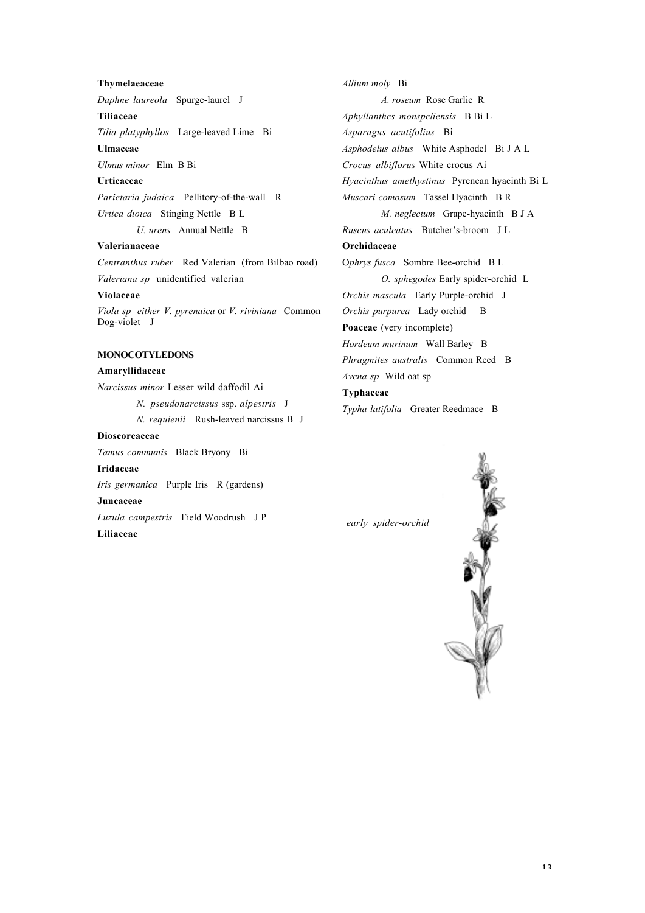**Thymelaeaceae**

*Daphne laureola* Spurge-laurel J

**Tiliaceae**

*Tilia platyphyllos* Large-leaved Lime Bi

**Ulmaceae**

*Ulmus minor* Elm B Bi

**Urticaceae**

*Parietaria judaica* Pellitory-of-the-wall R

*Urtica dioica* Stinging Nettle B L

*U. urens* Annual Nettle B

**Valerianaceae**

*Centranthus ruber* Red Valerian (from Bilbao road)

*Valeriana sp* unidentified valerian

**Violaceae**

*Viola sp either V. pyrenaica* or *V. riviniana* Common Dog-violet J

**MONOCOTYLEDONS**

**Amaryllidaceae**

*Narcissus minor* Lesser wild daffodil Ai

*N. pseudonarcissus* ssp. *alpestris* J

*N. requienii* Rush-leaved narcissus B J

**Dioscoreaceae**

*Tamus communis* Black Bryony Bi

**Iridaceae**

*Iris germanica* Purple Iris R (gardens)

**Juncaceae**

*Luzula campestris* Field Woodrush J P

**Liliaceae**

*Allium moly* Bi

*A. roseum* Rose Garlic R

*Aphyllanthes monspeliensis* B Bi L

*Asparagus acutifolius* Bi

*Asphodelus albus* White Asphodel Bi J A L

*Crocus albiflorus* White crocus Ai

*Hyacinthus amethystinus* Pyrenean hyacinth Bi L

*Muscari comosum* Tassel Hyacinth B R

*M. neglectum* Grape-hyacinth B J A

*Ruscus aculeatus* Butcher's-broom J L

**Orchidaceae**

*Ophrys fusca* Sombre Bee-orchid B L

*O. sphegodes* Early spider-orchid L

*Orchis mascula* Early Purple-orchid J

*Orchis purpurea* Lady orchid B

**Poaceae** (very incomplete)

*Hordeum murinum* Wall Barley B

*Phragmites australis* Common Reed B

*Avena sp* Wild oat sp

**Typhaceae**

*Typha latifolia* Greater Reedmace B

*early spider-orchid*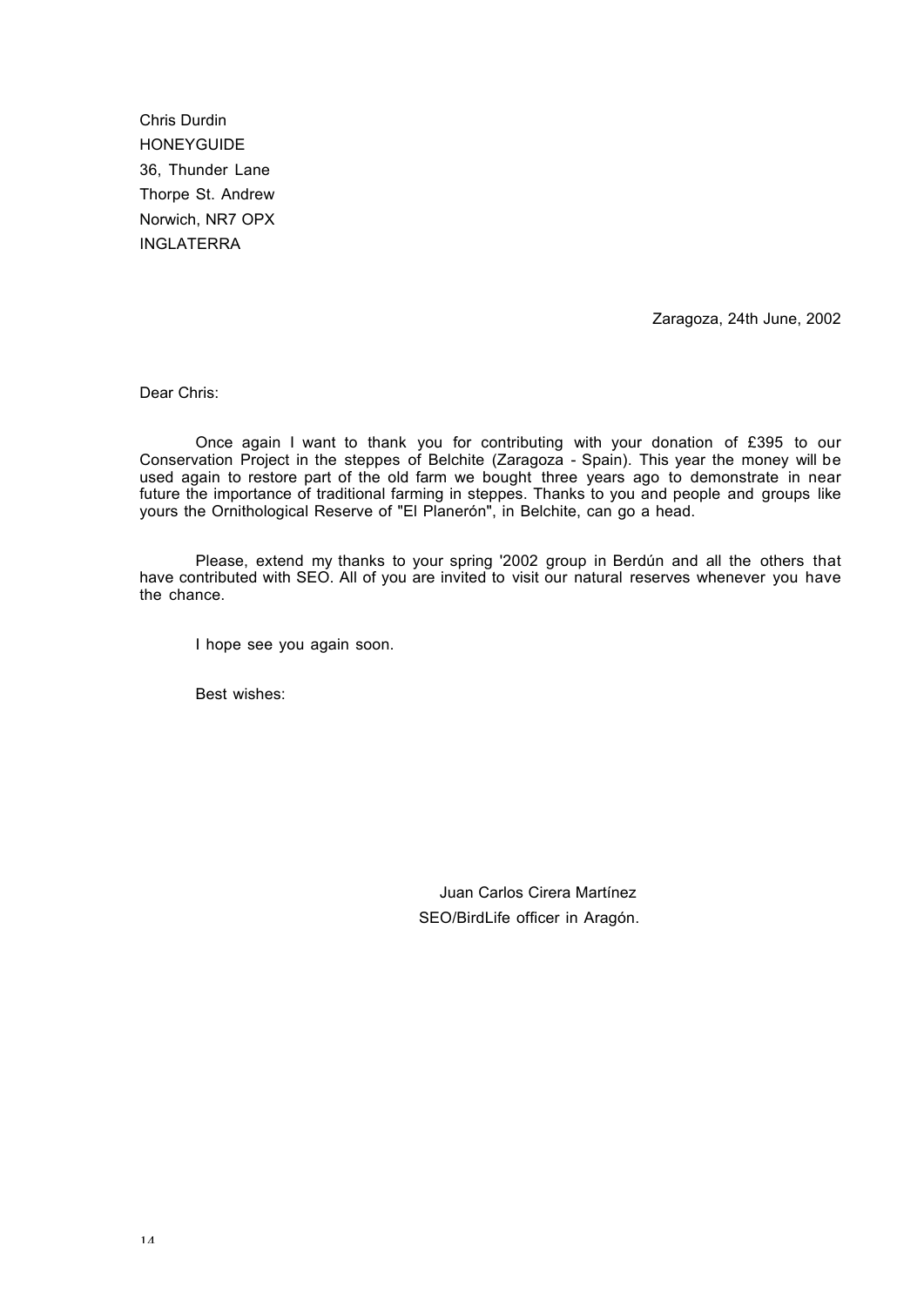Chris Durdin
HONEYGUIDE
36, Thunder Lane
Thorpe St. Andrew
Norwich, NR7 OPX
INGLATERRA

Zaragoza, 24th June, 2002

Dear Chris:

Once again I want to thank you for contributing with your donation of £395 to our Conservation Project in the steppes of Belchite (Zaragoza - Spain). This year the money will be used again to restore part of the old farm we bought three years ago to demonstrate in near future the importance of traditional farming in steppes. Thanks to you and people and groups like yours the Ornithological Reserve of "El Planerón", in Belchite, can go a head.

Please, extend my thanks to your spring '2002 group in Berdún and all the others that have contributed with SEO. All of you are invited to visit our natural reserves whenever you have the chance.

I hope see you again soon.

Best wishes:

Juan Carlos Cirera Martínez
SEO/BirdLife officer in Aragón.